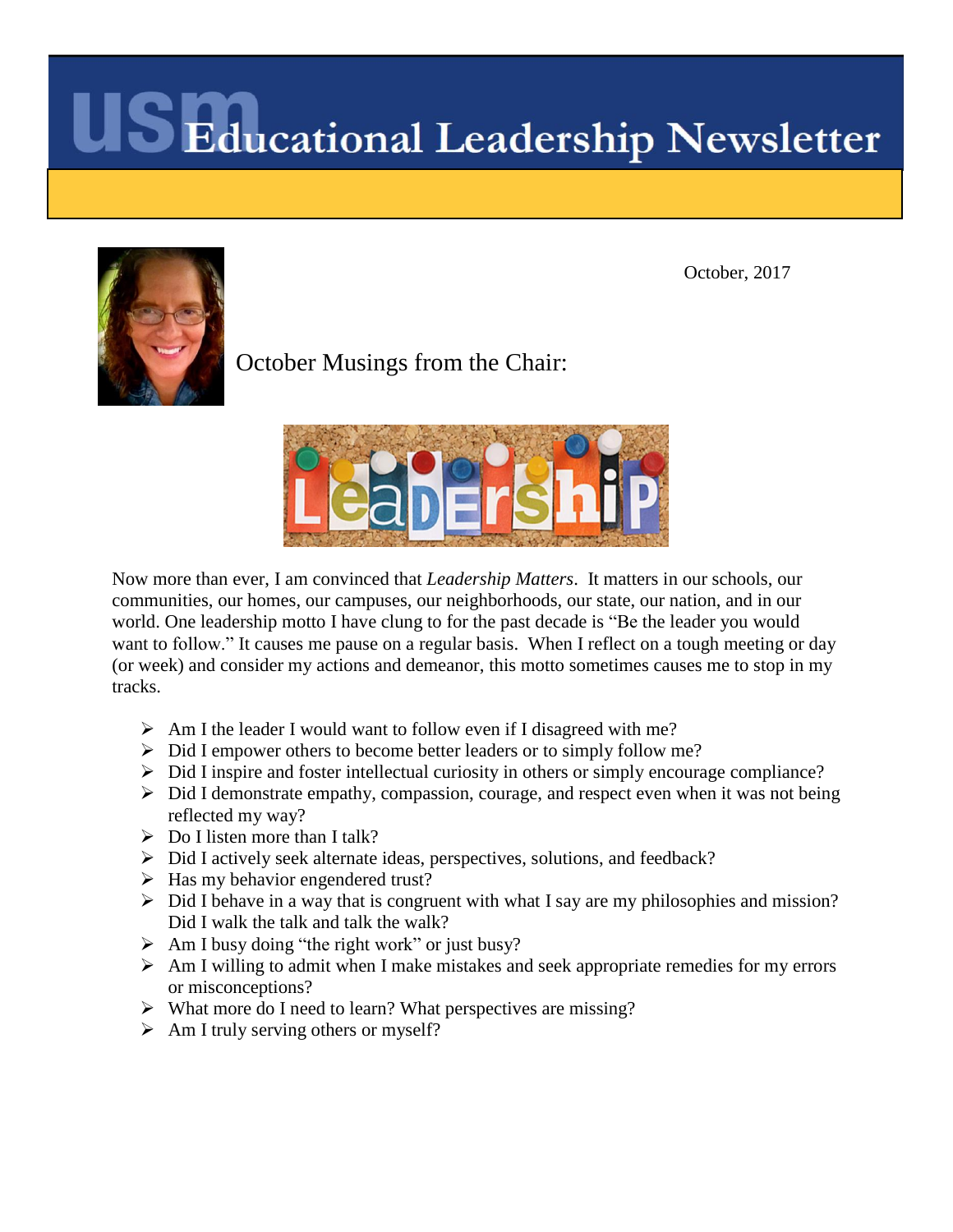# USM Educational Leadership Newsletter

October, 2017

## October Musings from the Chair:

Now more than ever, I am convinced that *Leadership Matters*. It matters in our schools, our communities, our homes, our campuses, our neighborhoods, our state, our nation, and in our world. One leadership motto I have clung to for the past decade is "Be the leader you would want to follow." It causes me pause on a regular basis. When I reflect on a tough meeting or day (or week) and consider my actions and demeanor, this motto sometimes causes me to stop in my tracks.

- Am I the leader I would want to follow even if I disagreed with me?
- Did I empower others to become better leaders or to simply follow me?
- Did I inspire and foster intellectual curiosity in others or simply encourage compliance?
- Did I demonstrate empathy, compassion, courage, and respect even when it was not being reflected my way?
- Do I listen more than I talk?
- Did I actively seek alternate ideas, perspectives, solutions, and feedback?
- Has my behavior engendered trust?
- Did I behave in a way that is congruent with what I say are my philosophies and mission? Did I walk the talk and talk the walk?
- Am I busy doing "the right work" or just busy?
- Am I willing to admit when I make mistakes and seek appropriate remedies for my errors or misconceptions?
- What more do I need to learn? What perspectives are missing?
- Am I truly serving others or myself?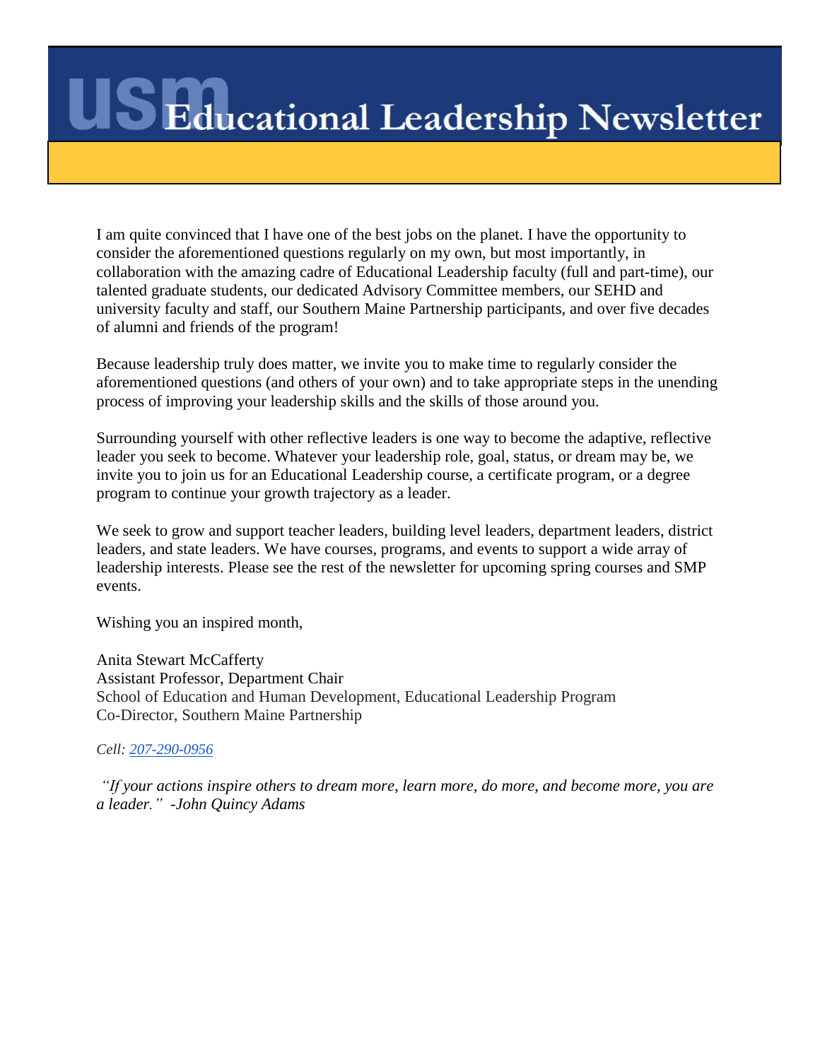# USM Educational Leadership Newsletter

I am quite convinced that I have one of the best jobs on the planet. I have the opportunity to consider the aforementioned questions regularly on my own, but most importantly, in collaboration with the amazing cadre of Educational Leadership faculty (full and part-time), our talented graduate students, our dedicated Advisory Committee members, our SEHD and university faculty and staff, our Southern Maine Partnership participants, and over five decades of alumni and friends of the program!

Because leadership truly does matter, we invite you to make time to regularly consider the aforementioned questions (and others of your own) and to take appropriate steps in the unending process of improving your leadership skills and the skills of those around you.

Surrounding yourself with other reflective leaders is one way to become the adaptive, reflective leader you seek to become. Whatever your leadership role, goal, status, or dream may be, we invite you to join us for an Educational Leadership course, a certificate program, or a degree program to continue your growth trajectory as a leader.

We seek to grow and support teacher leaders, building level leaders, department leaders, district leaders, and state leaders. We have courses, programs, and events to support a wide array of leadership interests. Please see the rest of the newsletter for upcoming spring courses and SMP events.

Wishing you an inspired month,

Anita Stewart McCafferty
Assistant Professor, Department Chair
School of Education and Human Development, Educational Leadership Program
Co-Director, Southern Maine Partnership

*Cell: 207-290-0956*

*"If your actions inspire others to dream more, learn more, do more, and become more, you are a leader." -John Quincy Adams*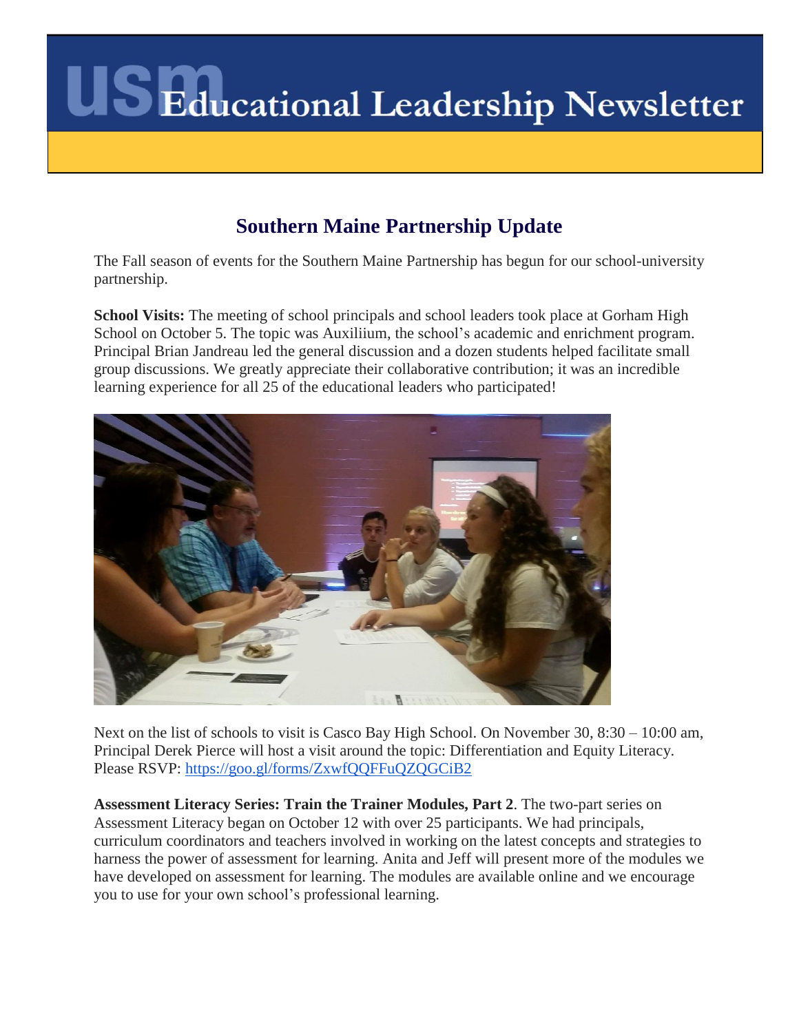# USM Educational Leadership Newsletter

## Southern Maine Partnership Update

The Fall season of events for the Southern Maine Partnership has begun for our school-university partnership.

**School Visits:** The meeting of school principals and school leaders took place at Gorham High School on October 5. The topic was Auxiliium, the school's academic and enrichment program. Principal Brian Jandreau led the general discussion and a dozen students helped facilitate small group discussions. We greatly appreciate their collaborative contribution; it was an incredible learning experience for all 25 of the educational leaders who participated!

Next on the list of schools to visit is Casco Bay High School. On November 30, 8:30 – 10:00 am, Principal Derek Pierce will host a visit around the topic: Differentiation and Equity Literacy. Please RSVP: https://goo.gl/forms/ZxwfQQFFuQZQGCiB2

**Assessment Literacy Series: Train the Trainer Modules, Part 2**. The two-part series on Assessment Literacy began on October 12 with over 25 participants. We had principals, curriculum coordinators and teachers involved in working on the latest concepts and strategies to harness the power of assessment for learning. Anita and Jeff will present more of the modules we have developed on assessment for learning. The modules are available online and we encourage you to use for your own school's professional learning.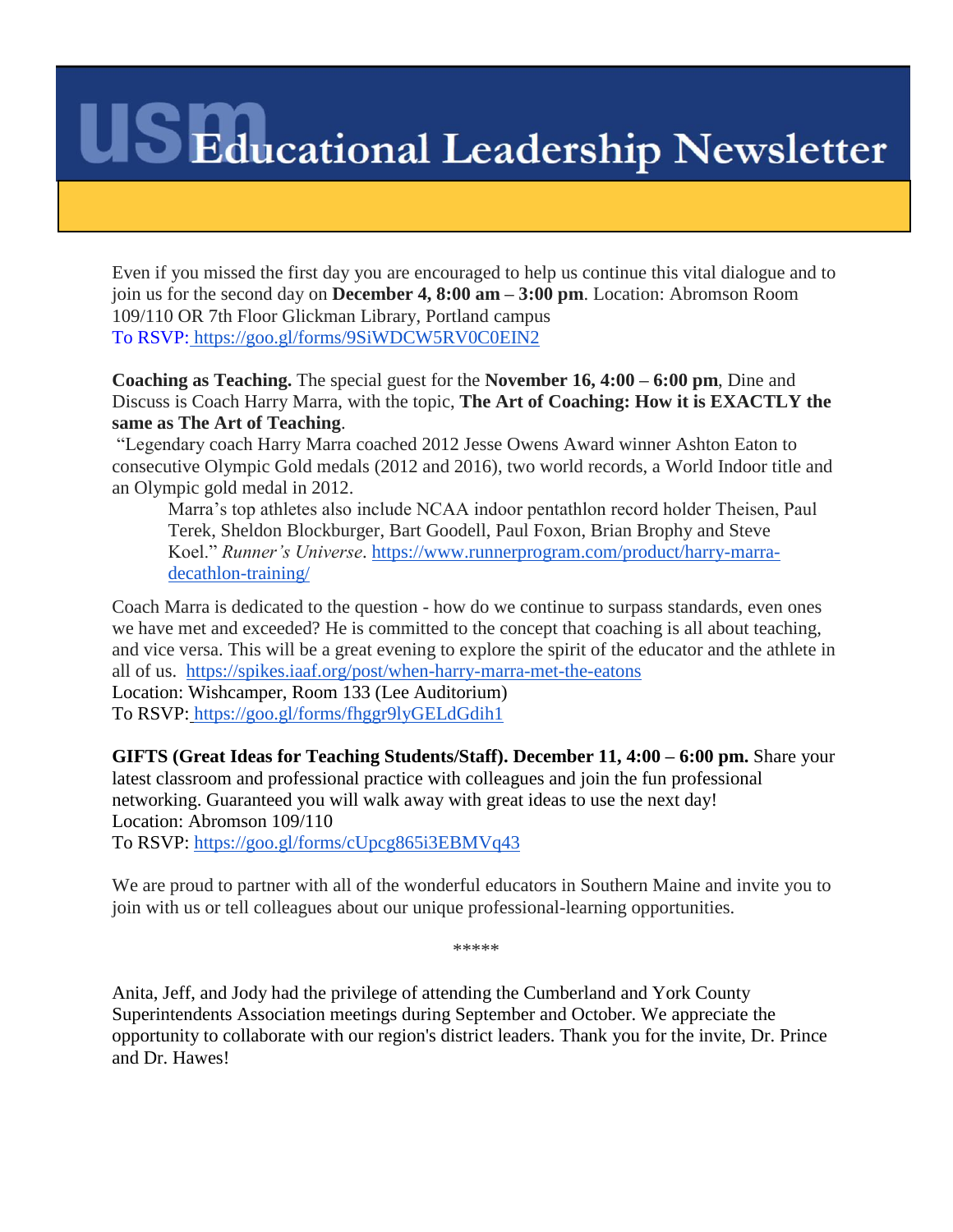# USM Educational Leadership Newsletter

Even if you missed the first day you are encouraged to help us continue this vital dialogue and to join us for the second day on **December 4, 8:00 am – 3:00 pm**. Location: Abromson Room 109/110 OR 7th Floor Glickman Library, Portland campus
To RSVP: https://goo.gl/forms/9SiWDCW5RV0C0EIN2

**Coaching as Teaching.** The special guest for the **November 16, 4:00 – 6:00 pm**, Dine and Discuss is Coach Harry Marra, with the topic, **The Art of Coaching: How it is EXACTLY the same as The Art of Teaching**.

"Legendary coach Harry Marra coached 2012 Jesse Owens Award winner Ashton Eaton to consecutive Olympic Gold medals (2012 and 2016), two world records, a World Indoor title and an Olympic gold medal in 2012.

> Marra's top athletes also include NCAA indoor pentathlon record holder Theisen, Paul Terek, Sheldon Blockburger, Bart Goodell, Paul Foxon, Brian Brophy and Steve Koel." *Runner's Universe*. https://www.runnerprogram.com/product/harry-marra-decathlon-training/

Coach Marra is dedicated to the question - how do we continue to surpass standards, even ones we have met and exceeded? He is committed to the concept that coaching is all about teaching, and vice versa. This will be a great evening to explore the spirit of the educator and the athlete in all of us. https://spikes.iaaf.org/post/when-harry-marra-met-the-eatons
Location: Wishcamper, Room 133 (Lee Auditorium)
To RSVP: https://goo.gl/forms/fhggr9lyGELdGdih1

**GIFTS (Great Ideas for Teaching Students/Staff). December 11, 4:00 – 6:00 pm.** Share your latest classroom and professional practice with colleagues and join the fun professional networking. Guaranteed you will walk away with great ideas to use the next day!
Location: Abromson 109/110
To RSVP: https://goo.gl/forms/cUpcg865i3EBMVq43

We are proud to partner with all of the wonderful educators in Southern Maine and invite you to join with us or tell colleagues about our unique professional-learning opportunities.

*****

Anita, Jeff, and Jody had the privilege of attending the Cumberland and York County Superintendents Association meetings during September and October. We appreciate the opportunity to collaborate with our region's district leaders. Thank you for the invite, Dr. Prince and Dr. Hawes!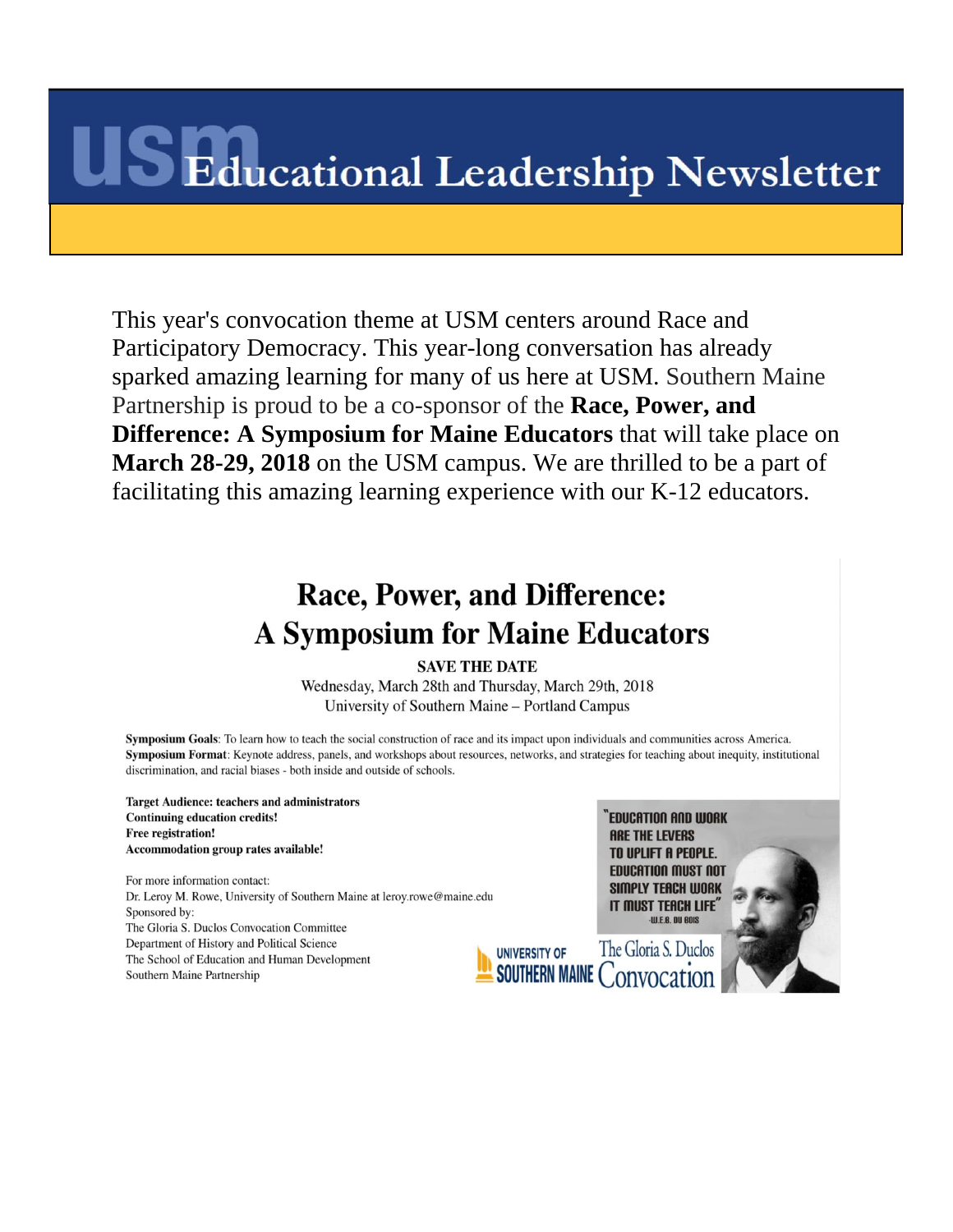# USM Educational Leadership Newsletter

This year's convocation theme at USM centers around Race and Participatory Democracy. This year-long conversation has already sparked amazing learning for many of us here at USM. Southern Maine Partnership is proud to be a co-sponsor of the **Race, Power, and Difference: A Symposium for Maine Educators** that will take place on **March 28-29, 2018** on the USM campus. We are thrilled to be a part of facilitating this amazing learning experience with our K-12 educators.

## Race, Power, and Difference: A Symposium for Maine Educators

**SAVE THE DATE**

Wednesday, March 28th and Thursday, March 29th, 2018

University of Southern Maine – Portland Campus

**Symposium Goals**: To learn how to teach the social construction of race and its impact upon individuals and communities across America.

**Symposium Format**: Keynote address, panels, and workshops about resources, networks, and strategies for teaching about inequity, institutional discrimination, and racial biases - both inside and outside of schools.

**Target Audience: teachers and administrators**
**Continuing education credits!**
**Free registration!**
**Accommodation group rates available!**

For more information contact:
Dr. Leroy M. Rowe, University of Southern Maine at leroy.rowe@maine.edu

Sponsored by:
The Gloria S. Duclos Convocation Committee
Department of History and Political Science
The School of Education and Human Development
Southern Maine Partnership

"EDUCATION AND WORK ARE THE LEVERS TO UPLIFT A PEOPLE. EDUCATION MUST NOT SIMPLY TEACH WORK IT MUST TEACH LIFE" -W.E.B. DU BOIS

UNIVERSITY OF SOUTHERN MAINE

The Gloria S. Duclos Convocation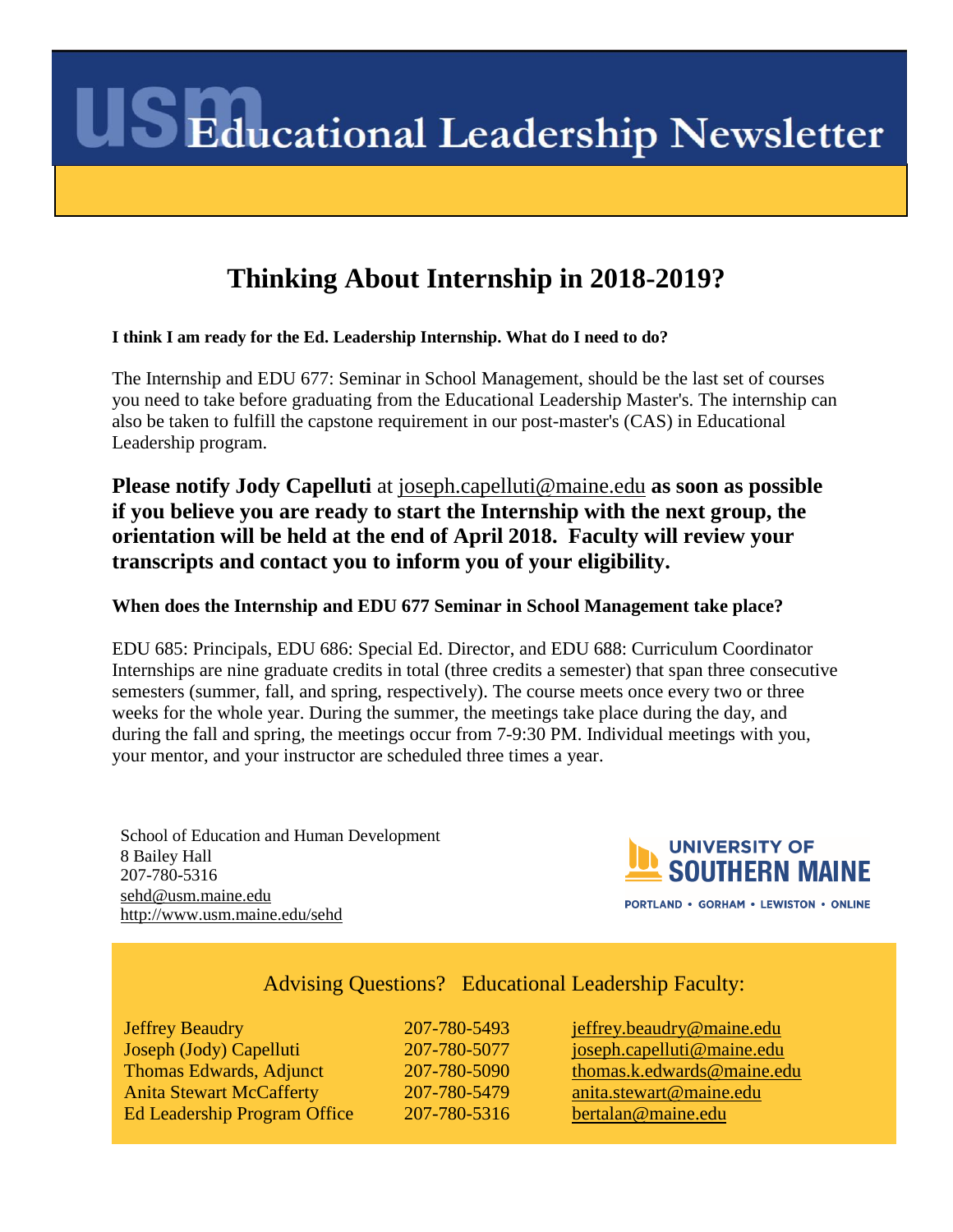# Educational Leadership Newsletter

## Thinking About Internship in 2018-2019?

**I think I am ready for the Ed. Leadership Internship. What do I need to do?**

The Internship and EDU 677: Seminar in School Management, should be the last set of courses you need to take before graduating from the Educational Leadership Master's. The internship can also be taken to fulfill the capstone requirement in our post-master's (CAS) in Educational Leadership program.

**Please notify Jody Capelluti** at joseph.capelluti@maine.edu **as soon as possible if you believe you are ready to start the Internship with the next group, the orientation will be held at the end of April 2018. Faculty will review your transcripts and contact you to inform you of your eligibility.**

**When does the Internship and EDU 677 Seminar in School Management take place?**

EDU 685: Principals, EDU 686: Special Ed. Director, and EDU 688: Curriculum Coordinator Internships are nine graduate credits in total (three credits a semester) that span three consecutive semesters (summer, fall, and spring, respectively). The course meets once every two or three weeks for the whole year. During the summer, the meetings take place during the day, and during the fall and spring, the meetings occur from 7-9:30 PM. Individual meetings with you, your mentor, and your instructor are scheduled three times a year.

School of Education and Human Development
8 Bailey Hall
207-780-5316
sehd@usm.maine.edu
http://www.usm.maine.edu/sehd

UNIVERSITY OF SOUTHERN MAINE
PORTLAND • GORHAM • LEWISTON • ONLINE

### Advising Questions? Educational Leadership Faculty:

| Name | Phone | Email |
|---|---|---|
| Jeffrey Beaudry | 207-780-5493 | jeffrey.beaudry@maine.edu |
| Joseph (Jody) Capelluti | 207-780-5077 | joseph.capelluti@maine.edu |
| Thomas Edwards, Adjunct | 207-780-5090 | thomas.k.edwards@maine.edu |
| Anita Stewart McCafferty | 207-780-5479 | anita.stewart@maine.edu |
| Ed Leadership Program Office | 207-780-5316 | bertalan@maine.edu |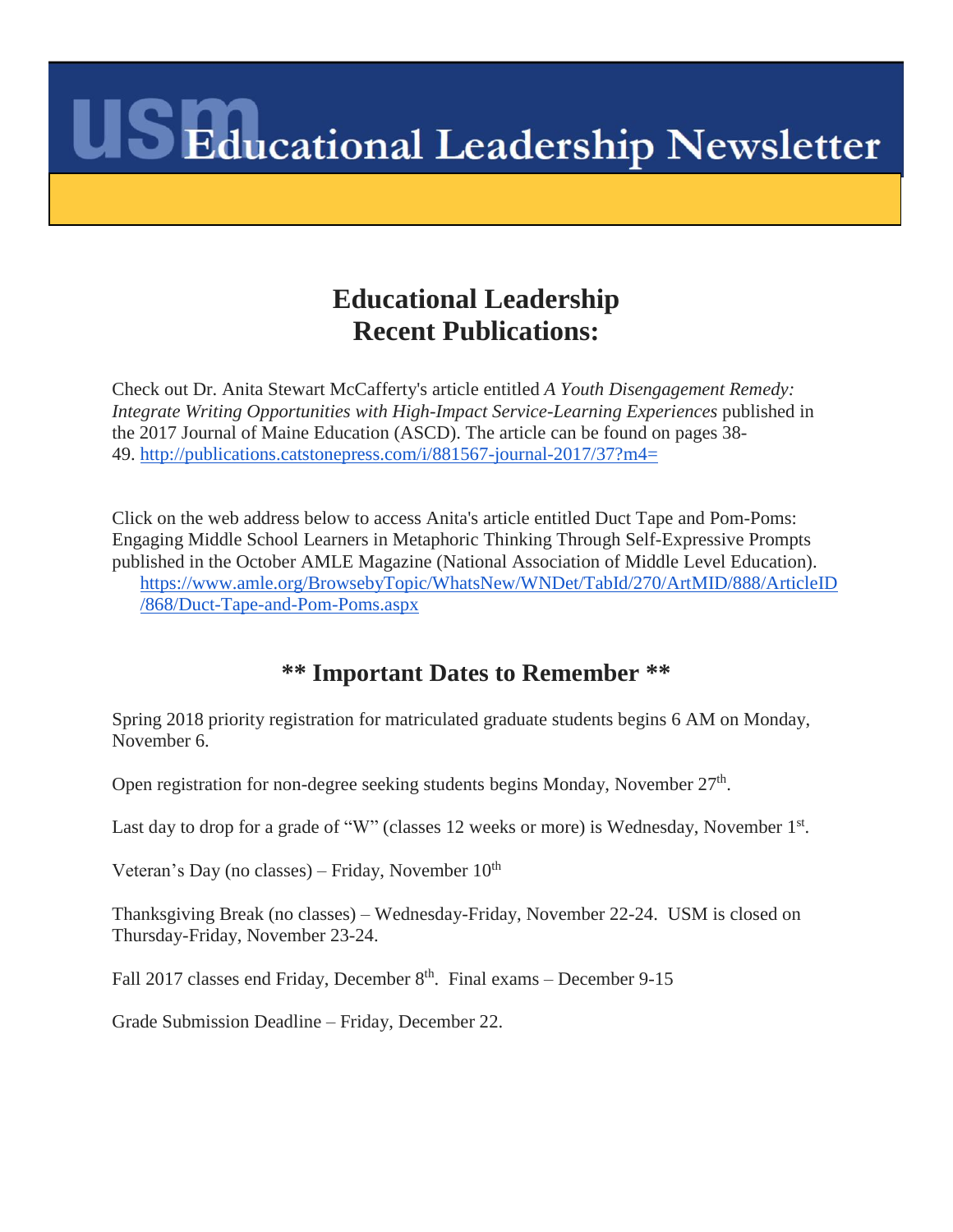# USM Educational Leadership Newsletter

## Educational Leadership Recent Publications:

Check out Dr. Anita Stewart McCafferty's article entitled *A Youth Disengagement Remedy: Integrate Writing Opportunities with High-Impact Service-Learning Experiences* published in the 2017 Journal of Maine Education (ASCD). The article can be found on pages 38-49. http://publications.catstonepress.com/i/881567-journal-2017/37?m4=

Click on the web address below to access Anita's article entitled Duct Tape and Pom-Poms: Engaging Middle School Learners in Metaphoric Thinking Through Self-Expressive Prompts published in the October AMLE Magazine (National Association of Middle Level Education). https://www.amle.org/BrowsebyTopic/WhatsNew/WNDet/TabId/270/ArtMID/888/ArticleID/868/Duct-Tape-and-Pom-Poms.aspx

## ** Important Dates to Remember **

Spring 2018 priority registration for matriculated graduate students begins 6 AM on Monday, November 6.

Open registration for non-degree seeking students begins Monday, November 27th.

Last day to drop for a grade of "W" (classes 12 weeks or more) is Wednesday, November 1st.

Veteran's Day (no classes) – Friday, November 10th

Thanksgiving Break (no classes) – Wednesday-Friday, November 22-24. USM is closed on Thursday-Friday, November 23-24.

Fall 2017 classes end Friday, December 8th. Final exams – December 9-15

Grade Submission Deadline – Friday, December 22.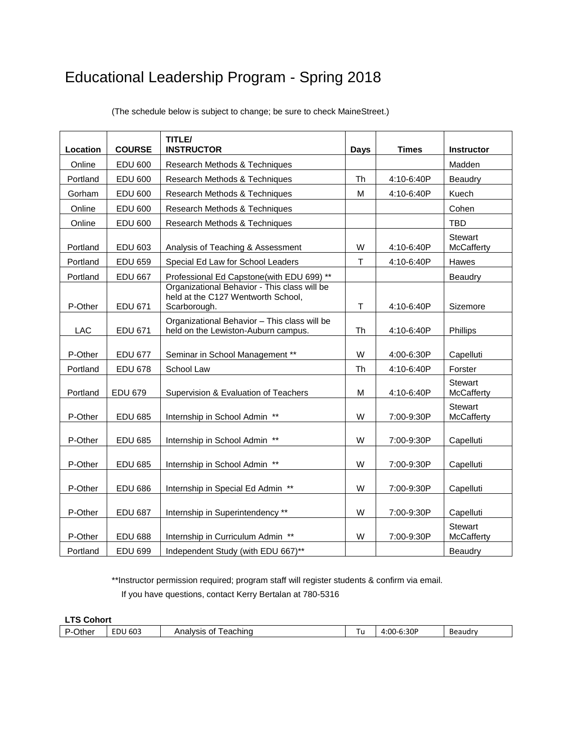# Educational Leadership Program - Spring 2018

(The schedule below is subject to change; be sure to check MaineStreet.)

| Location | COURSE | TITLE/ INSTRUCTOR | Days | Times | Instructor |
|---|---|---|---|---|---|
| Online | EDU 600 | Research Methods & Techniques | | | Madden |
| Portland | EDU 600 | Research Methods & Techniques | Th | 4:10-6:40P | Beaudry |
| Gorham | EDU 600 | Research Methods & Techniques | M | 4:10-6:40P | Kuech |
| Online | EDU 600 | Research Methods & Techniques | | | Cohen |
| Online | EDU 600 | Research Methods & Techniques | | | TBD |
| Portland | EDU 603 | Analysis of Teaching & Assessment | W | 4:10-6:40P | Stewart McCafferty |
| Portland | EDU 659 | Special Ed Law for School Leaders | T | 4:10-6:40P | Hawes |
| Portland | EDU 667 | Professional Ed Capstone(with EDU 699) ** | | | Beaudry |
| P-Other | EDU 671 | Organizational Behavior - This class will be held at the C127 Wentworth School, Scarborough. | T | 4:10-6:40P | Sizemore |
| LAC | EDU 671 | Organizational Behavior – This class will be held on the Lewiston-Auburn campus. | Th | 4:10-6:40P | Phillips |
| P-Other | EDU 677 | Seminar in School Management ** | W | 4:00-6:30P | Capelluti |
| Portland | EDU 678 | School Law | Th | 4:10-6:40P | Forster |
| Portland | EDU 679 | Supervision & Evaluation of Teachers | M | 4:10-6:40P | Stewart McCafferty |
| P-Other | EDU 685 | Internship in School Admin ** | W | 7:00-9:30P | Stewart McCafferty |
| P-Other | EDU 685 | Internship in School Admin ** | W | 7:00-9:30P | Capelluti |
| P-Other | EDU 685 | Internship in School Admin ** | W | 7:00-9:30P | Capelluti |
| P-Other | EDU 686 | Internship in Special Ed Admin ** | W | 7:00-9:30P | Capelluti |
| P-Other | EDU 687 | Internship in Superintendency ** | W | 7:00-9:30P | Capelluti |
| P-Other | EDU 688 | Internship in Curriculum Admin ** | W | 7:00-9:30P | Stewart McCafferty |
| Portland | EDU 699 | Independent Study (with EDU 667)** | | | Beaudry |

**Instructor permission required; program staff will register students & confirm via email.
If you have questions, contact Kerry Bertalan at 780-5316

**LTS Cohort**

| | | | | | |
|---|---|---|---|---|---|
| P-Other | EDU 603 | Analysis of Teaching | Tu | 4:00-6:30P | Beaudry |